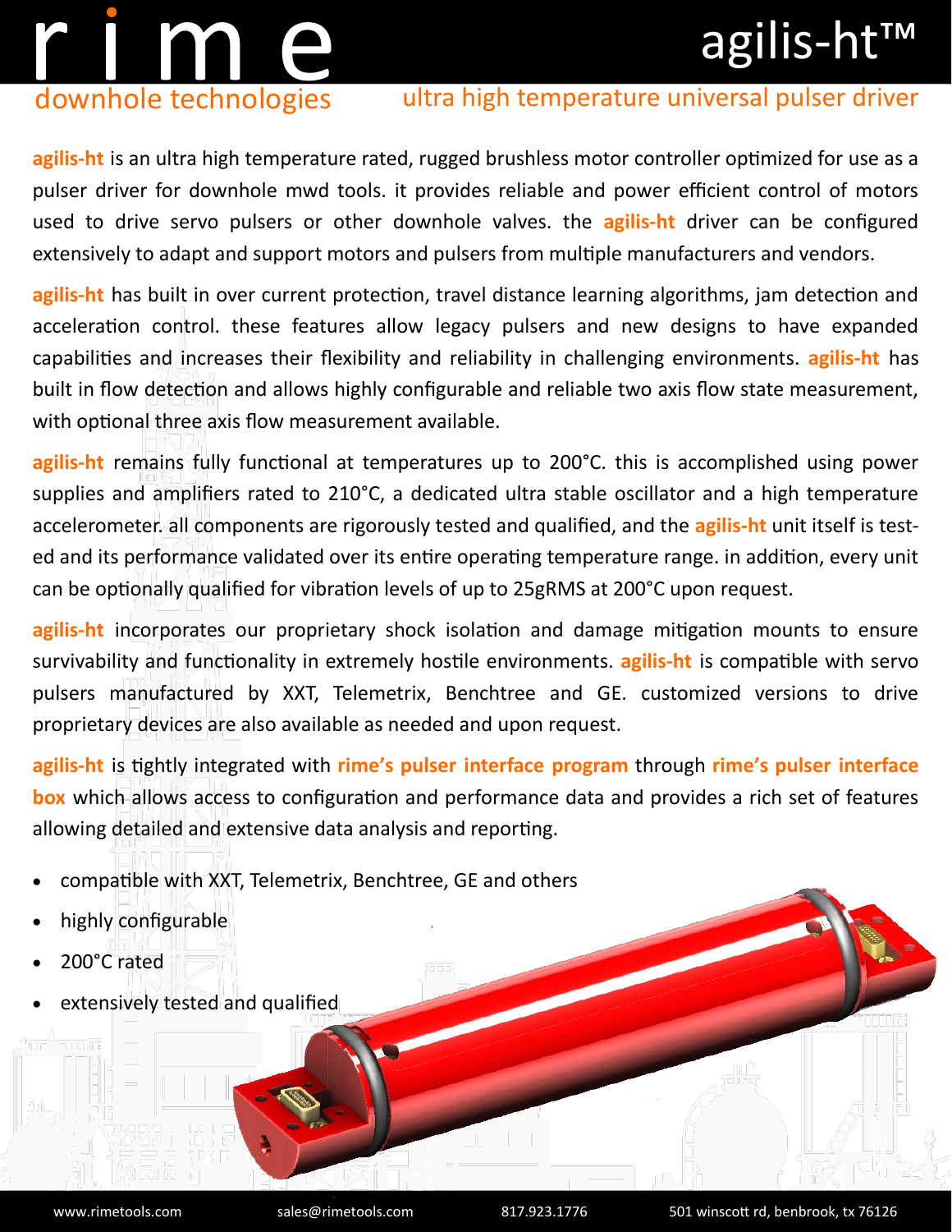# rime
downhole technologies

# agilis-ht™

## ultra high temperature universal pulser driver

**agilis-ht** is an ultra high temperature rated, rugged brushless motor controller optimized for use as a pulser driver for downhole mwd tools. it provides reliable and power efficient control of motors used to drive servo pulsers or other downhole valves. the **agilis-ht** driver can be configured extensively to adapt and support motors and pulsers from multiple manufacturers and vendors.

**agilis-ht** has built in over current protection, travel distance learning algorithms, jam detection and acceleration control. these features allow legacy pulsers and new designs to have expanded capabilities and increases their flexibility and reliability in challenging environments. **agilis-ht** has built in flow detection and allows highly configurable and reliable two axis flow state measurement, with optional three axis flow measurement available.

**agilis-ht** remains fully functional at temperatures up to 200°C. this is accomplished using power supplies and amplifiers rated to 210°C, a dedicated ultra stable oscillator and a high temperature accelerometer. all components are rigorously tested and qualified, and the **agilis-ht** unit itself is tested and its performance validated over its entire operating temperature range. in addition, every unit can be optionally qualified for vibration levels of up to 25gRMS at 200°C upon request.

**agilis-ht** incorporates our proprietary shock isolation and damage mitigation mounts to ensure survivability and functionality in extremely hostile environments. **agilis-ht** is compatible with servo pulsers manufactured by XXT, Telemetrix, Benchtree and GE. customized versions to drive proprietary devices are also available as needed and upon request.

**agilis-ht** is tightly integrated with **rime's pulser interface program** through **rime's pulser interface box** which allows access to configuration and performance data and provides a rich set of features allowing detailed and extensive data analysis and reporting.

- compatible with XXT, Telemetrix, Benchtree, GE and others
- highly configurable
- 200°C rated
- extensively tested and qualified

www.rimetools.com | sales@rimetools.com | 817.923.1776 | 501 winscott rd, benbrook, tx 76126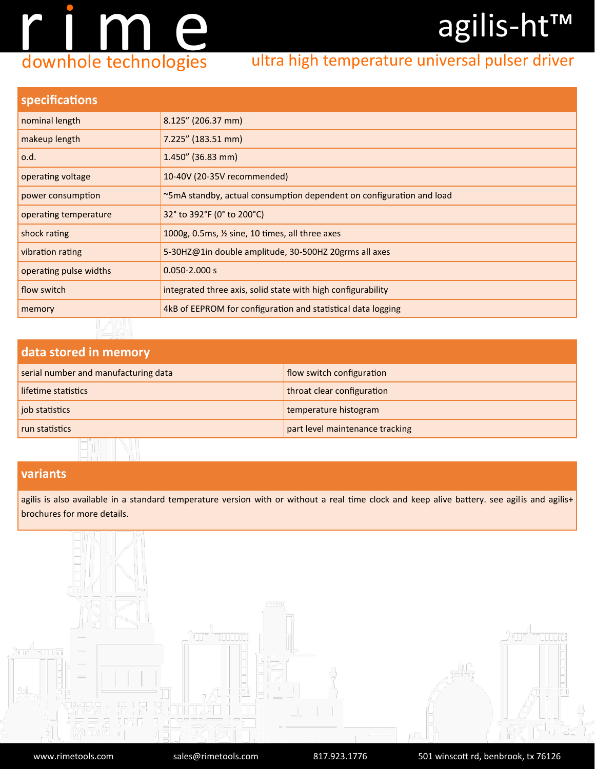# rime

downhole technologies

# agilis-ht™

ultra high temperature universal pulser driver

## specifications

| | |
|---|---|
| nominal length | 8.125" (206.37 mm) |
| makeup length | 7.225" (183.51 mm) |
| o.d. | 1.450" (36.83 mm) |
| operating voltage | 10-40V (20-35V recommended) |
| power consumption | ~5mA standby, actual consumption dependent on configuration and load |
| operating temperature | 32° to 392°F (0° to 200°C) |
| shock rating | 1000g, 0.5ms, ½ sine, 10 times, all three axes |
| vibration rating | 5-30HZ@1in double amplitude, 30-500HZ 20grms all axes |
| operating pulse widths | 0.050-2.000 s |
| flow switch | integrated three axis, solid state with high configurability |
| memory | 4kB of EEPROM for configuration and statistical data logging |

## data stored in memory

| | |
|---|---|
| serial number and manufacturing data | flow switch configuration |
| lifetime statistics | throat clear configuration |
| job statistics | temperature histogram |
| run statistics | part level maintenance tracking |

## variants

agilis is also available in a standard temperature version with or without a real time clock and keep alive battery. see agilis and agilis+ brochures for more details.

www.rimetools.com sales@rimetools.com 817.923.1776 501 winscott rd, benbrook, tx 76126